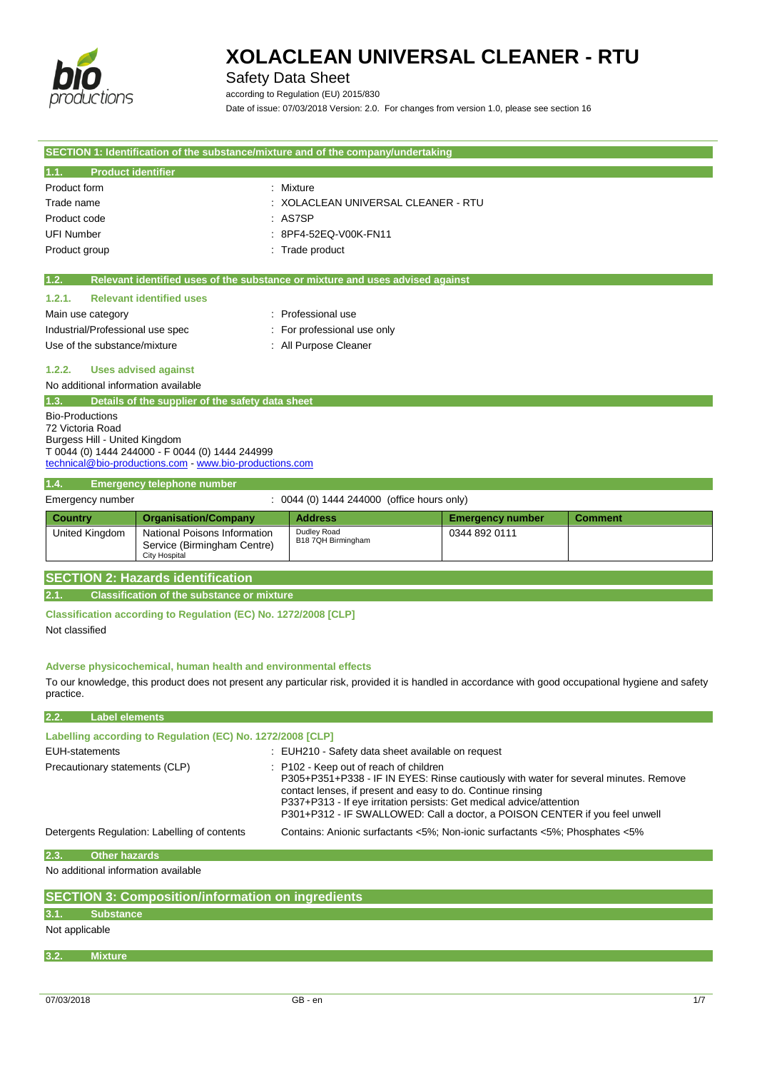# XOLACLEAN UNIVERSAL CLEANER - RTU

Safety Data Sheet

according to Regulation (EU) 2015/830

Date of issue: 07/03/2018 Version: 2.0. For changes from version 1.0, please see section 16

## SECTION 1: Identification of the substance/mixture and of the company/undertaking

### 1.1. Product identifier

| | |
|---|---|
| Product form | : Mixture |
| Trade name | : XOLACLEAN UNIVERSAL CLEANER - RTU |
| Product code | : AS7SP |
| UFI Number | : 8PF4-52EQ-V00K-FN11 |
| Product group | : Trade product |

### 1.2. Relevant identified uses of the substance or mixture and uses advised against

#### 1.2.1. Relevant identified uses

| | |
|---|---|
| Main use category | : Professional use |
| Industrial/Professional use spec | : For professional use only |
| Use of the substance/mixture | : All Purpose Cleaner |

#### 1.2.2. Uses advised against

No additional information available

### 1.3. Details of the supplier of the safety data sheet

Bio-Productions
72 Victoria Road
Burgess Hill - United Kingdom
T 0044 (0) 1444 244000 - F 0044 (0) 1444 244999
technical@bio-productions.com - www.bio-productions.com

### 1.4. Emergency telephone number

Emergency number : 0044 (0) 1444 244000 (office hours only)

| Country | Organisation/Company | Address | Emergency number | Comment |
|---|---|---|---|---|
| United Kingdom | National Poisons Information Service (Birmingham Centre) City Hospital | Dudley Road B18 7QH Birmingham | 0344 892 0111 | |

## SECTION 2: Hazards identification

### 2.1. Classification of the substance or mixture

**Classification according to Regulation (EC) No. 1272/2008 [CLP]**

Not classified

**Adverse physicochemical, human health and environmental effects**

To our knowledge, this product does not present any particular risk, provided it is handled in accordance with good occupational hygiene and safety practice.

### 2.2. Label elements

**Labelling according to Regulation (EC) No. 1272/2008 [CLP]**

| | |
|---|---|
| EUH-statements | : EUH210 - Safety data sheet available on request |
| Precautionary statements (CLP) | : P102 - Keep out of reach of children<br>P305+P351+P338 - IF IN EYES: Rinse cautiously with water for several minutes. Remove contact lenses, if present and easy to do. Continue rinsing<br>P337+P313 - If eye irritation persists: Get medical advice/attention<br>P301+P312 - IF SWALLOWED: Call a doctor, a POISON CENTER if you feel unwell |
| Detergents Regulation: Labelling of contents | Contains: Anionic surfactants <5%; Non-ionic surfactants <5%; Phosphates <5% |

### 2.3. Other hazards

No additional information available

## SECTION 3: Composition/information on ingredients

### 3.1. Substance

Not applicable

### 3.2. Mixture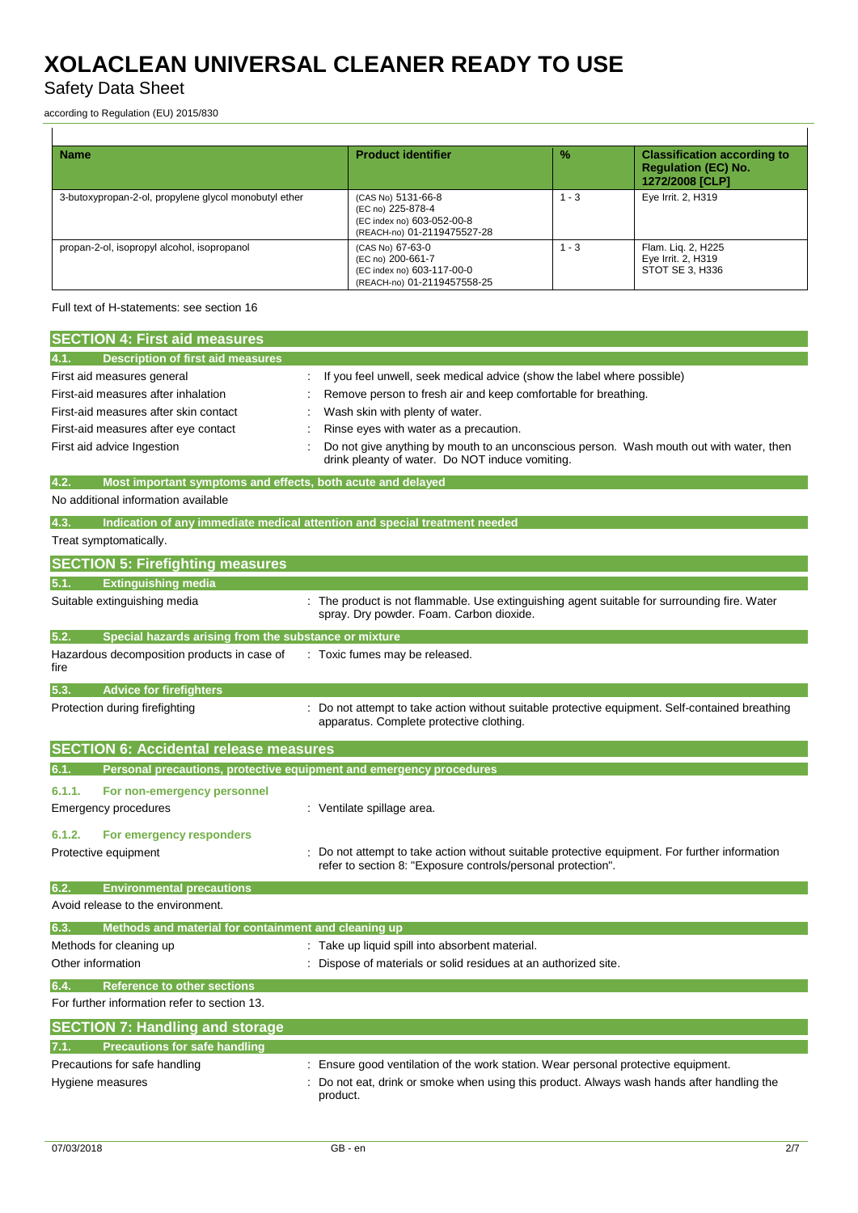| Name | Product identifier | % | Classification according to Regulation (EC) No. 1272/2008 [CLP] |
|---|---|---|---|
| 3-butoxypropan-2-ol, propylene glycol monobutyl ether | (CAS No) 5131-66-8<br>(EC no) 225-878-4<br>(EC index no) 603-052-00-8<br>(REACH-no) 01-2119475527-28 | 1 - 3 | Eye Irrit. 2, H319 |
| propan-2-ol, isopropyl alcohol, isopropanol | (CAS No) 67-63-0<br>(EC no) 200-661-7<br>(EC index no) 603-117-00-0<br>(REACH-no) 01-2119457558-25 | 1 - 3 | Flam. Liq. 2, H225<br>Eye Irrit. 2, H319<br>STOT SE 3, H336 |

Full text of H-statements: see section 16

## SECTION 4: First aid measures

### 4.1. Description of first aid measures

First aid measures general : If you feel unwell, seek medical advice (show the label where possible)

First-aid measures after inhalation : Remove person to fresh air and keep comfortable for breathing.

First-aid measures after skin contact : Wash skin with plenty of water.

First-aid measures after eye contact : Rinse eyes with water as a precaution.

First aid advice Ingestion : Do not give anything by mouth to an unconscious person. Wash mouth out with water, then drink pleanty of water. Do NOT induce vomiting.

### 4.2. Most important symptoms and effects, both acute and delayed

No additional information available

### 4.3. Indication of any immediate medical attention and special treatment needed

Treat symptomatically.

## SECTION 5: Firefighting measures

### 5.1. Extinguishing media

Suitable extinguishing media : The product is not flammable. Use extinguishing agent suitable for surrounding fire. Water spray. Dry powder. Foam. Carbon dioxide.

### 5.2. Special hazards arising from the substance or mixture

Hazardous decomposition products in case of fire : Toxic fumes may be released.

### 5.3. Advice for firefighters

Protection during firefighting : Do not attempt to take action without suitable protective equipment. Self-contained breathing apparatus. Complete protective clothing.

## SECTION 6: Accidental release measures

### 6.1. Personal precautions, protective equipment and emergency procedures

#### 6.1.1. For non-emergency personnel

Emergency procedures : Ventilate spillage area.

#### 6.1.2. For emergency responders

Protective equipment : Do not attempt to take action without suitable protective equipment. For further information refer to section 8: "Exposure controls/personal protection".

### 6.2. Environmental precautions

Avoid release to the environment.

### 6.3. Methods and material for containment and cleaning up

Methods for cleaning up : Take up liquid spill into absorbent material.

Other information : Dispose of materials or solid residues at an authorized site.

### 6.4. Reference to other sections

For further information refer to section 13.

## SECTION 7: Handling and storage

### 7.1. Precautions for safe handling

Precautions for safe handling : Ensure good ventilation of the work station. Wear personal protective equipment.

Hygiene measures : Do not eat, drink or smoke when using this product. Always wash hands after handling the product.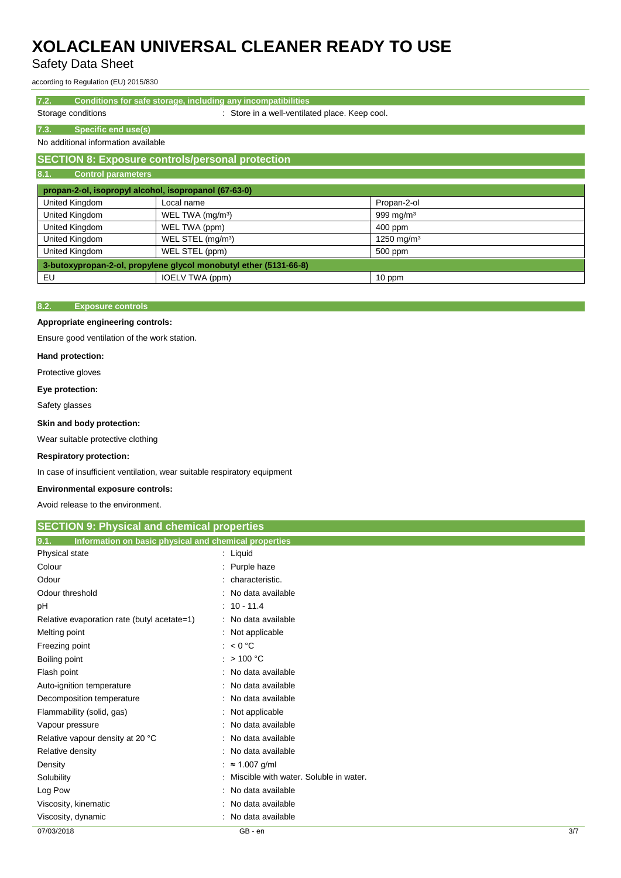### 7.2. Conditions for safe storage, including any incompatibilities

Storage conditions : Store in a well-ventilated place. Keep cool.

### 7.3. Specific end use(s)

No additional information available

## SECTION 8: Exposure controls/personal protection

### 8.1. Control parameters

| propan-2-ol, isopropyl alcohol, isopropanol (67-63-0) | | |
|---|---|---|
| United Kingdom | Local name | Propan-2-ol |
| United Kingdom | WEL TWA (mg/m³) | 999 mg/m³ |
| United Kingdom | WEL TWA (ppm) | 400 ppm |
| United Kingdom | WEL STEL (mg/m³) | 1250 mg/m³ |
| United Kingdom | WEL STEL (ppm) | 500 ppm |
| **3-butoxypropan-2-ol, propylene glycol monobutyl ether (5131-66-8)** | | |
| EU | IOELV TWA (ppm) | 10 ppm |

### 8.2. Exposure controls

**Appropriate engineering controls:**

Ensure good ventilation of the work station.

**Hand protection:**

Protective gloves

**Eye protection:**

Safety glasses

**Skin and body protection:**

Wear suitable protective clothing

**Respiratory protection:**

In case of insufficient ventilation, wear suitable respiratory equipment

**Environmental exposure controls:**

Avoid release to the environment.

## SECTION 9: Physical and chemical properties

### 9.1. Information on basic physical and chemical properties

| | |
|---|---|
| Physical state | : Liquid |
| Colour | : Purple haze |
| Odour | : characteristic. |
| Odour threshold | : No data available |
| pH | : 10 - 11.4 |
| Relative evaporation rate (butyl acetate=1) | : No data available |
| Melting point | : Not applicable |
| Freezing point | : < 0 °C |
| Boiling point | : > 100 °C |
| Flash point | : No data available |
| Auto-ignition temperature | : No data available |
| Decomposition temperature | : No data available |
| Flammability (solid, gas) | : Not applicable |
| Vapour pressure | : No data available |
| Relative vapour density at 20 °C | : No data available |
| Relative density | : No data available |
| Density | : ≈ 1.007 g/ml |
| Solubility | : Miscible with water. Soluble in water. |
| Log Pow | : No data available |
| Viscosity, kinematic | : No data available |
| Viscosity, dynamic | : No data available |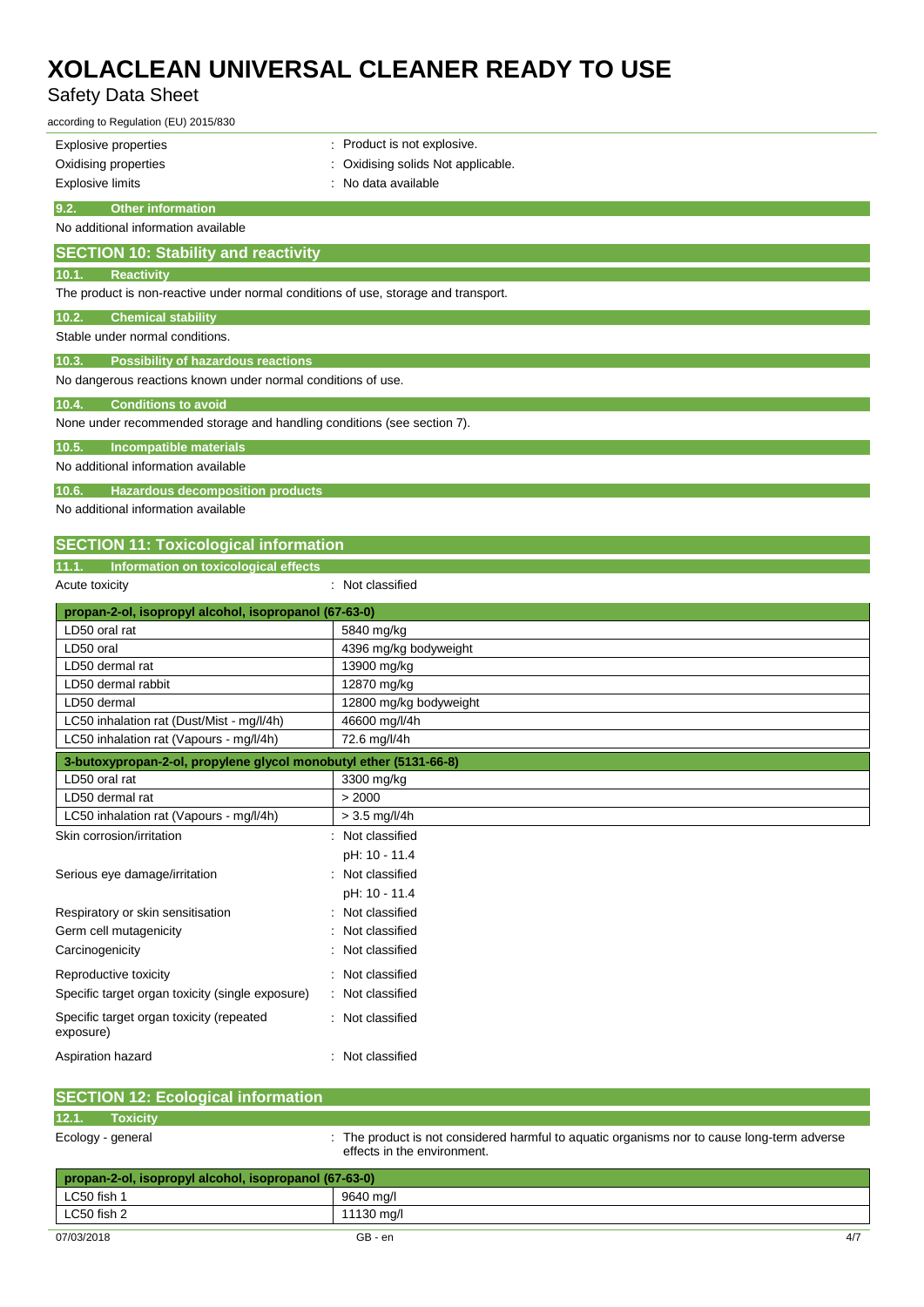| | |
|---|---|
| Explosive properties | : Product is not explosive. |
| Oxidising properties | : Oxidising solids Not applicable. |
| Explosive limits | : No data available |

### 9.2. Other information

No additional information available

## SECTION 10: Stability and reactivity

### 10.1. Reactivity

The product is non-reactive under normal conditions of use, storage and transport.

### 10.2. Chemical stability

Stable under normal conditions.

### 10.3. Possibility of hazardous reactions

No dangerous reactions known under normal conditions of use.

### 10.4. Conditions to avoid

None under recommended storage and handling conditions (see section 7).

### 10.5. Incompatible materials

No additional information available

### 10.6. Hazardous decomposition products

No additional information available

## SECTION 11: Toxicological information

### 11.1. Information on toxicological effects

Acute toxicity : Not classified

| propan-2-ol, isopropyl alcohol, isopropanol (67-63-0) | |
|---|---|
| LD50 oral rat | 5840 mg/kg |
| LD50 oral | 4396 mg/kg bodyweight |
| LD50 dermal rat | 13900 mg/kg |
| LD50 dermal rabbit | 12870 mg/kg |
| LD50 dermal | 12800 mg/kg bodyweight |
| LC50 inhalation rat (Dust/Mist - mg/l/4h) | 46600 mg/l/4h |
| LC50 inhalation rat (Vapours - mg/l/4h) | 72.6 mg/l/4h |

| 3-butoxypropan-2-ol, propylene glycol monobutyl ether (5131-66-8) | |
|---|---|
| LD50 oral rat | 3300 mg/kg |
| LD50 dermal rat | > 2000 |
| LC50 inhalation rat (Vapours - mg/l/4h) | > 3.5 mg/l/4h |

| | |
|---|---|
| Skin corrosion/irritation | : Not classified<br>pH: 10 - 11.4 |
| Serious eye damage/irritation | : Not classified<br>pH: 10 - 11.4 |
| Respiratory or skin sensitisation | : Not classified |
| Germ cell mutagenicity | : Not classified |
| Carcinogenicity | : Not classified |
| Reproductive toxicity | : Not classified |
| Specific target organ toxicity (single exposure) | : Not classified |
| Specific target organ toxicity (repeated exposure) | : Not classified |
| Aspiration hazard | : Not classified |

## SECTION 12: Ecological information

### 12.1. Toxicity

Ecology - general : The product is not considered harmful to aquatic organisms nor to cause long-term adverse effects in the environment.

| propan-2-ol, isopropyl alcohol, isopropanol (67-63-0) | |
|---|---|
| LC50 fish 1 | 9640 mg/l |
| LC50 fish 2 | 11130 mg/l |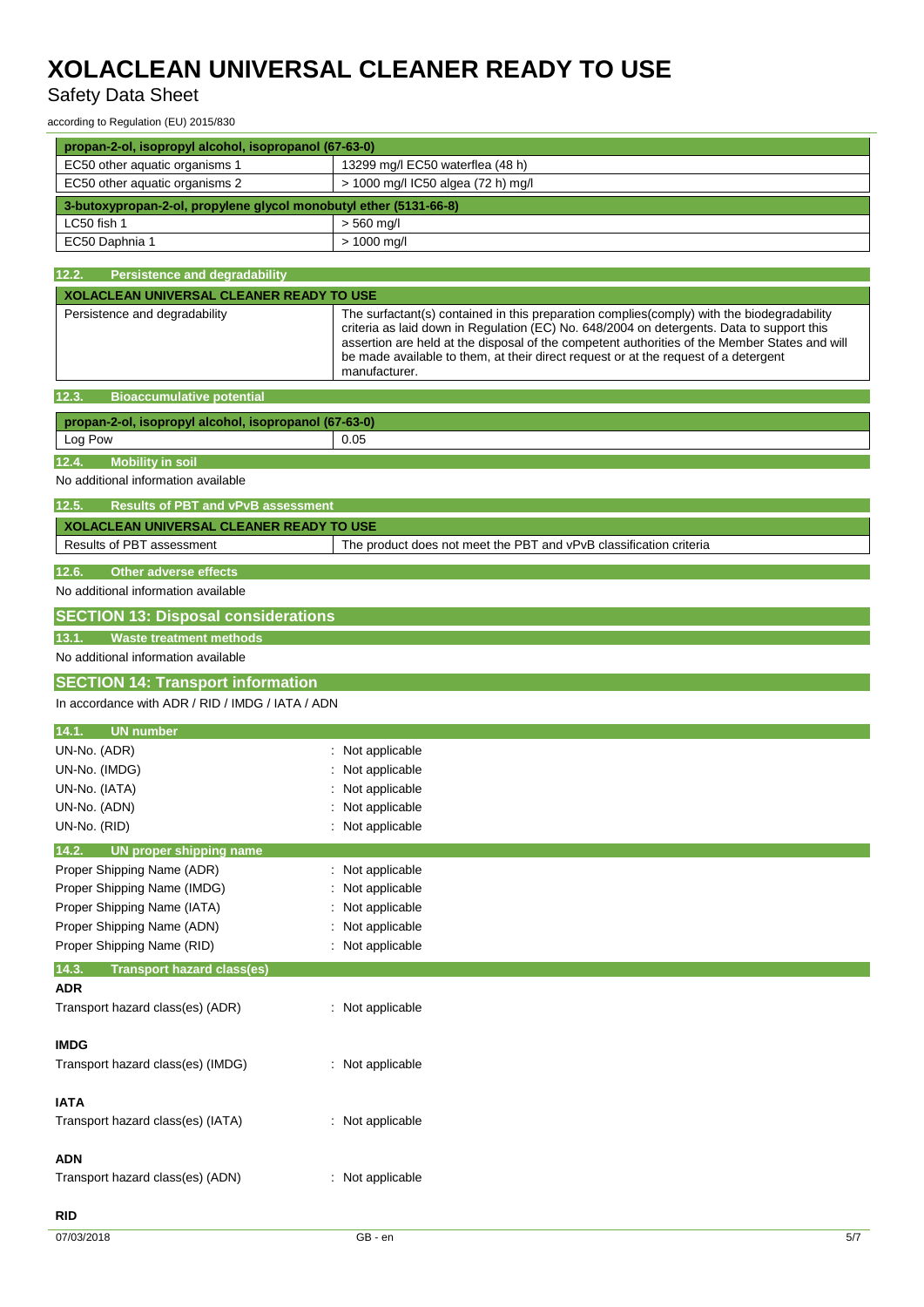| propan-2-ol, isopropyl alcohol, isopropanol (67-63-0) | |
|---|---|
| EC50 other aquatic organisms 1 | 13299 mg/l EC50 waterflea (48 h) |
| EC50 other aquatic organisms 2 | > 1000 mg/l IC50 algea (72 h) mg/l |

| 3-butoxypropan-2-ol, propylene glycol monobutyl ether (5131-66-8) | |
|---|---|
| LC50 fish 1 | > 560 mg/l |
| EC50 Daphnia 1 | > 1000 mg/l |

### 12.2. Persistence and degradability

| XOLACLEAN UNIVERSAL CLEANER READY TO USE | |
|---|---|
| Persistence and degradability | The surfactant(s) contained in this preparation complies(comply) with the biodegradability criteria as laid down in Regulation (EC) No. 648/2004 on detergents. Data to support this assertion are held at the disposal of the competent authorities of the Member States and will be made available to them, at their direct request or at the request of a detergent manufacturer. |

### 12.3. Bioaccumulative potential

| propan-2-ol, isopropyl alcohol, isopropanol (67-63-0) | |
|---|---|
| Log Pow | 0.05 |

### 12.4. Mobility in soil

No additional information available

### 12.5. Results of PBT and vPvB assessment

| XOLACLEAN UNIVERSAL CLEANER READY TO USE | |
|---|---|
| Results of PBT assessment | The product does not meet the PBT and vPvB classification criteria |

### 12.6. Other adverse effects

No additional information available

## SECTION 13: Disposal considerations

### 13.1. Waste treatment methods

No additional information available

## SECTION 14: Transport information

In accordance with ADR / RID / IMDG / IATA / ADN

### 14.1. UN number

UN-No. (ADR) : Not applicable
UN-No. (IMDG) : Not applicable
UN-No. (IATA) : Not applicable
UN-No. (ADN) : Not applicable
UN-No. (RID) : Not applicable

### 14.2. UN proper shipping name

Proper Shipping Name (ADR) : Not applicable
Proper Shipping Name (IMDG) : Not applicable
Proper Shipping Name (IATA) : Not applicable
Proper Shipping Name (ADN) : Not applicable
Proper Shipping Name (RID) : Not applicable

### 14.3. Transport hazard class(es)

**ADR**

Transport hazard class(es) (ADR) : Not applicable

**IMDG**

Transport hazard class(es) (IMDG) : Not applicable

**IATA**

Transport hazard class(es) (IATA) : Not applicable

**ADN**

Transport hazard class(es) (ADN) : Not applicable

**RID**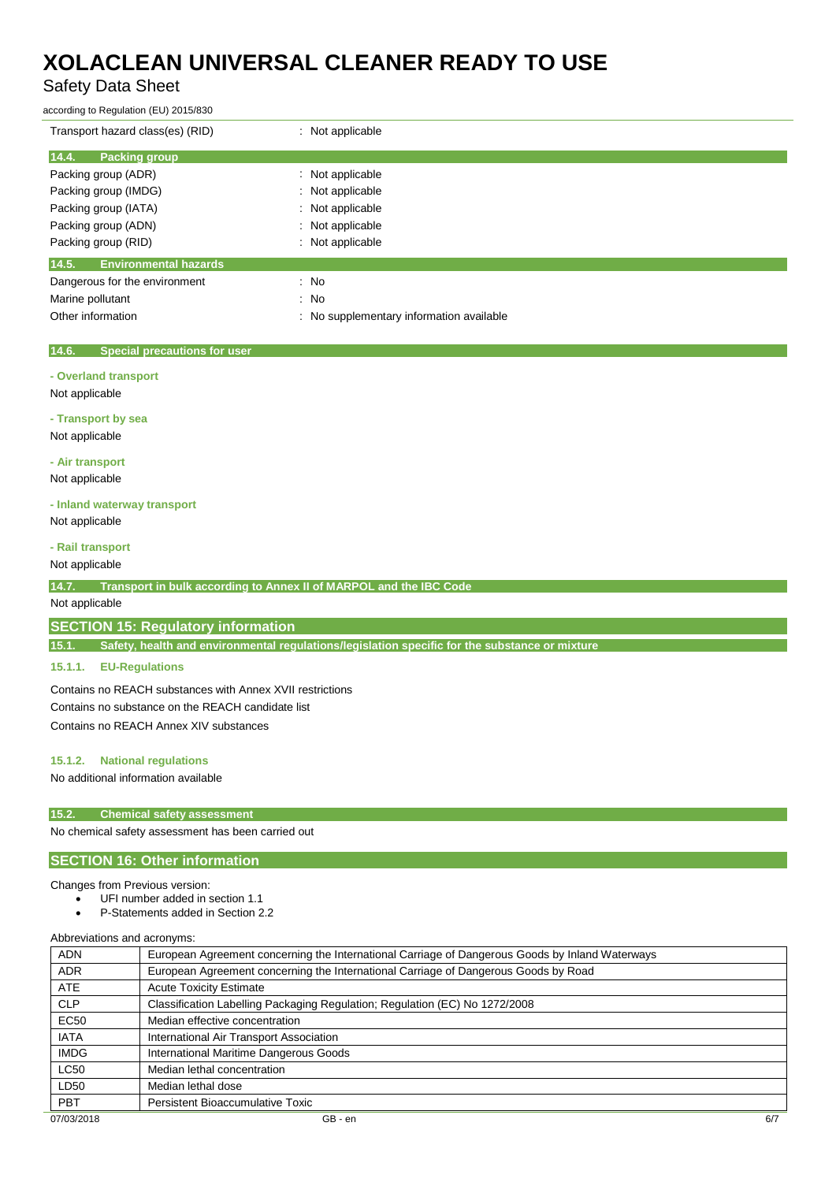Transport hazard class(es) (RID) : Not applicable

### 14.4. Packing group

| | |
|---|---|
| Packing group (ADR) | : Not applicable |
| Packing group (IMDG) | : Not applicable |
| Packing group (IATA) | : Not applicable |
| Packing group (ADN) | : Not applicable |
| Packing group (RID) | : Not applicable |

### 14.5. Environmental hazards

| | |
|---|---|
| Dangerous for the environment | : No |
| Marine pollutant | : No |
| Other information | : No supplementary information available |

### 14.6. Special precautions for user

**- Overland transport**

Not applicable

**- Transport by sea**

Not applicable

**- Air transport**

Not applicable

**- Inland waterway transport**

Not applicable

**- Rail transport**

Not applicable

### 14.7. Transport in bulk according to Annex II of MARPOL and the IBC Code

Not applicable

## SECTION 15: Regulatory information

### 15.1. Safety, health and environmental regulations/legislation specific for the substance or mixture

#### 15.1.1. EU-Regulations

Contains no REACH substances with Annex XVII restrictions
Contains no substance on the REACH candidate list
Contains no REACH Annex XIV substances

#### 15.1.2. National regulations

No additional information available

### 15.2. Chemical safety assessment

No chemical safety assessment has been carried out

## SECTION 16: Other information

Changes from Previous version:

- UFI number added in section 1.1
- P-Statements added in Section 2.2

Abbreviations and acronyms:

| | |
|---|---|
| ADN | European Agreement concerning the International Carriage of Dangerous Goods by Inland Waterways |
| ADR | European Agreement concerning the International Carriage of Dangerous Goods by Road |
| ATE | Acute Toxicity Estimate |
| CLP | Classification Labelling Packaging Regulation; Regulation (EC) No 1272/2008 |
| EC50 | Median effective concentration |
| IATA | International Air Transport Association |
| IMDG | International Maritime Dangerous Goods |
| LC50 | Median lethal concentration |
| LD50 | Median lethal dose |
| PBT | Persistent Bioaccumulative Toxic |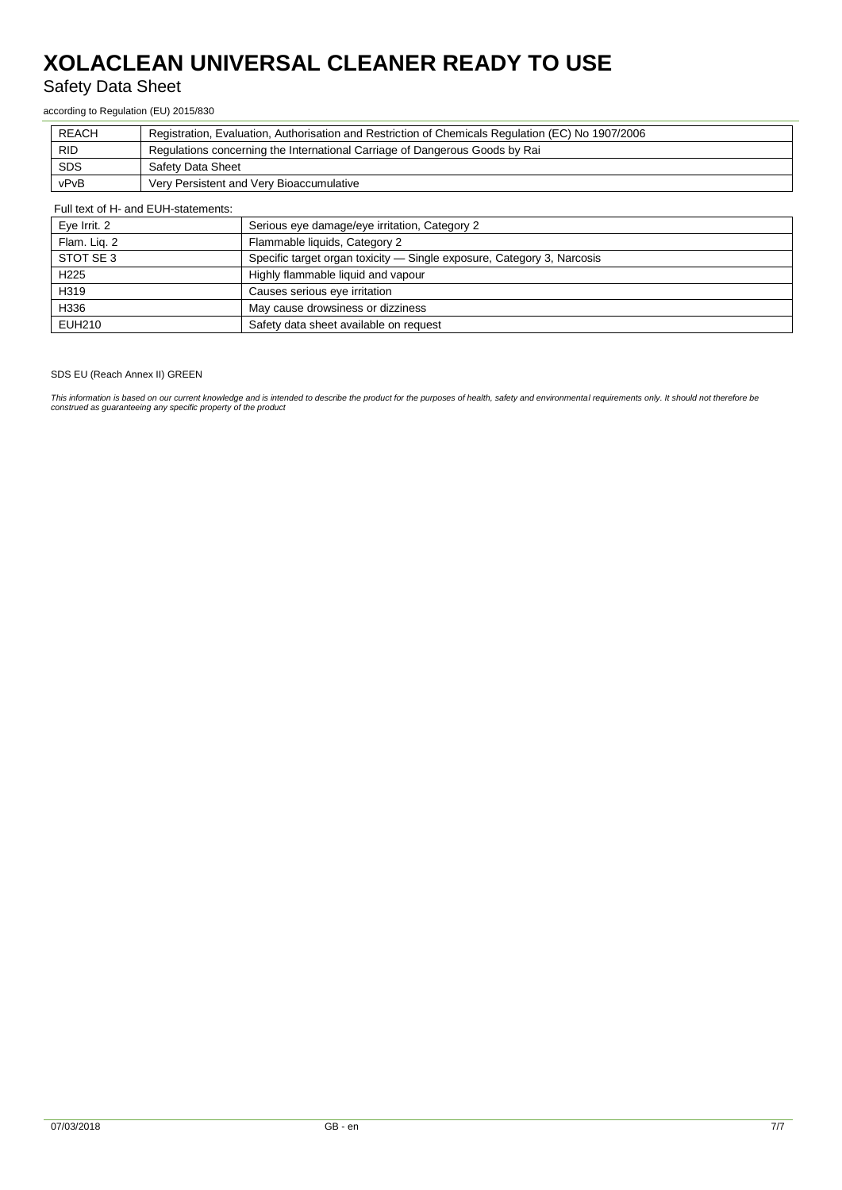| | |
|---|---|
| REACH | Registration, Evaluation, Authorisation and Restriction of Chemicals Regulation (EC) No 1907/2006 |
| RID | Regulations concerning the International Carriage of Dangerous Goods by Rai |
| SDS | Safety Data Sheet |
| vPvB | Very Persistent and Very Bioaccumulative |

Full text of H- and EUH-statements:

| | |
|---|---|
| Eye Irrit. 2 | Serious eye damage/eye irritation, Category 2 |
| Flam. Liq. 2 | Flammable liquids, Category 2 |
| STOT SE 3 | Specific target organ toxicity — Single exposure, Category 3, Narcosis |
| H225 | Highly flammable liquid and vapour |
| H319 | Causes serious eye irritation |
| H336 | May cause drowsiness or dizziness |
| EUH210 | Safety data sheet available on request |

SDS EU (Reach Annex II) GREEN

*This information is based on our current knowledge and is intended to describe the product for the purposes of health, safety and environmental requirements only. It should not therefore be construed as guaranteeing any specific property of the product*